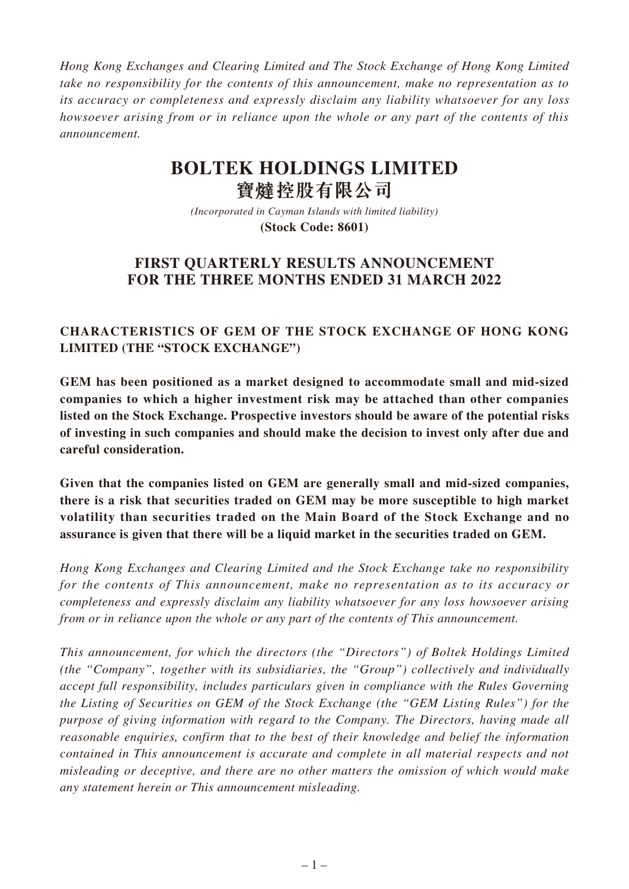*Hong Kong Exchanges and Clearing Limited and The Stock Exchange of Hong Kong Limited take no responsibility for the contents of this announcement, make no representation as to its accuracy or completeness and expressly disclaim any liability whatsoever for any loss howsoever arising from or in reliance upon the whole or any part of the contents of this announcement.*

# BOLTEK HOLDINGS LIMITED
# 寶燵控股有限公司

*(Incorporated in Cayman Islands with limited liability)*
**(Stock Code: 8601)**

## FIRST QUARTERLY RESULTS ANNOUNCEMENT FOR THE THREE MONTHS ENDED 31 MARCH 2022

### CHARACTERISTICS OF GEM OF THE STOCK EXCHANGE OF HONG KONG LIMITED (THE "STOCK EXCHANGE")

**GEM has been positioned as a market designed to accommodate small and mid-sized companies to which a higher investment risk may be attached than other companies listed on the Stock Exchange. Prospective investors should be aware of the potential risks of investing in such companies and should make the decision to invest only after due and careful consideration.**

**Given that the companies listed on GEM are generally small and mid-sized companies, there is a risk that securities traded on GEM may be more susceptible to high market volatility than securities traded on the Main Board of the Stock Exchange and no assurance is given that there will be a liquid market in the securities traded on GEM.**

*Hong Kong Exchanges and Clearing Limited and the Stock Exchange take no responsibility for the contents of This announcement, make no representation as to its accuracy or completeness and expressly disclaim any liability whatsoever for any loss howsoever arising from or in reliance upon the whole or any part of the contents of This announcement.*

*This announcement, for which the directors (the "Directors") of Boltek Holdings Limited (the "Company", together with its subsidiaries, the "Group") collectively and individually accept full responsibility, includes particulars given in compliance with the Rules Governing the Listing of Securities on GEM of the Stock Exchange (the "GEM Listing Rules") for the purpose of giving information with regard to the Company. The Directors, having made all reasonable enquiries, confirm that to the best of their knowledge and belief the information contained in This announcement is accurate and complete in all material respects and not misleading or deceptive, and there are no other matters the omission of which would make any statement herein or This announcement misleading.*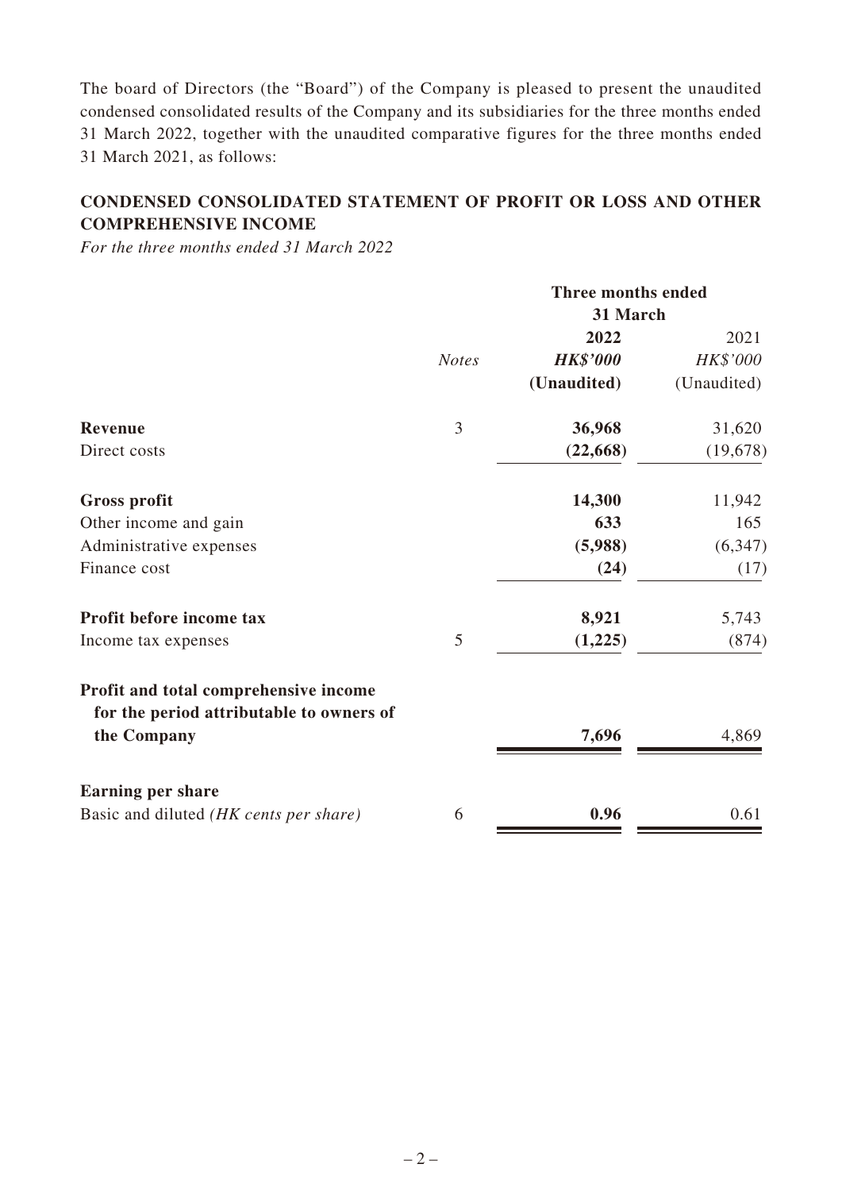The board of Directors (the "Board") of the Company is pleased to present the unaudited condensed consolidated results of the Company and its subsidiaries for the three months ended 31 March 2022, together with the unaudited comparative figures for the three months ended 31 March 2021, as follows:

## CONDENSED CONSOLIDATED STATEMENT OF PROFIT OR LOSS AND OTHER COMPREHENSIVE INCOME

*For the three months ended 31 March 2022*

| | | Three months ended 31 March | |
|---|---|---|---|
| | *Notes* | **2022** | 2021 |
| | | ***HK$'000*** | *HK$'000* |
| | | **(Unaudited)** | (Unaudited) |
| **Revenue** | 3 | **36,968** | 31,620 |
| Direct costs | | **(22,668)** | (19,678) |
| **Gross profit** | | **14,300** | 11,942 |
| Other income and gain | | **633** | 165 |
| Administrative expenses | | **(5,988)** | (6,347) |
| Finance cost | | **(24)** | (17) |
| **Profit before income tax** | | **8,921** | 5,743 |
| Income tax expenses | 5 | **(1,225)** | (874) |
| **Profit and total comprehensive income for the period attributable to owners of the Company** | | **7,696** | 4,869 |
| **Earning per share** | | | |
| Basic and diluted *(HK cents per share)* | 6 | **0.96** | 0.61 |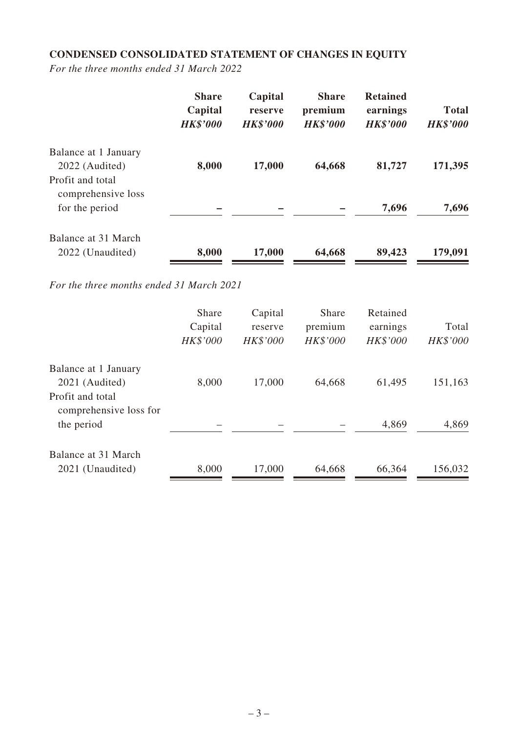**CONDENSED CONSOLIDATED STATEMENT OF CHANGES IN EQUITY**

*For the three months ended 31 March 2022*

| | **Share Capital** | **Capital reserve** | **Share premium** | **Retained earnings** | **Total** |
|---|---|---|---|---|---|
| | ***HK$'000*** | ***HK$'000*** | ***HK$'000*** | ***HK$'000*** | ***HK$'000*** |
| Balance at 1 January 2022 (Audited) | **8,000** | **17,000** | **64,668** | **81,727** | **171,395** |
| Profit and total comprehensive loss for the period | **–** | **–** | **–** | **7,696** | **7,696** |
| Balance at 31 March 2022 (Unaudited) | **8,000** | **17,000** | **64,668** | **89,423** | **179,091** |

*For the three months ended 31 March 2021*

| | Share Capital | Capital reserve | Share premium | Retained earnings | Total |
|---|---|---|---|---|---|
| | *HK$'000* | *HK$'000* | *HK$'000* | *HK$'000* | *HK$'000* |
| Balance at 1 January 2021 (Audited) | 8,000 | 17,000 | 64,668 | 61,495 | 151,163 |
| Profit and total comprehensive loss for the period | – | – | – | 4,869 | 4,869 |
| Balance at 31 March 2021 (Unaudited) | 8,000 | 17,000 | 64,668 | 66,364 | 156,032 |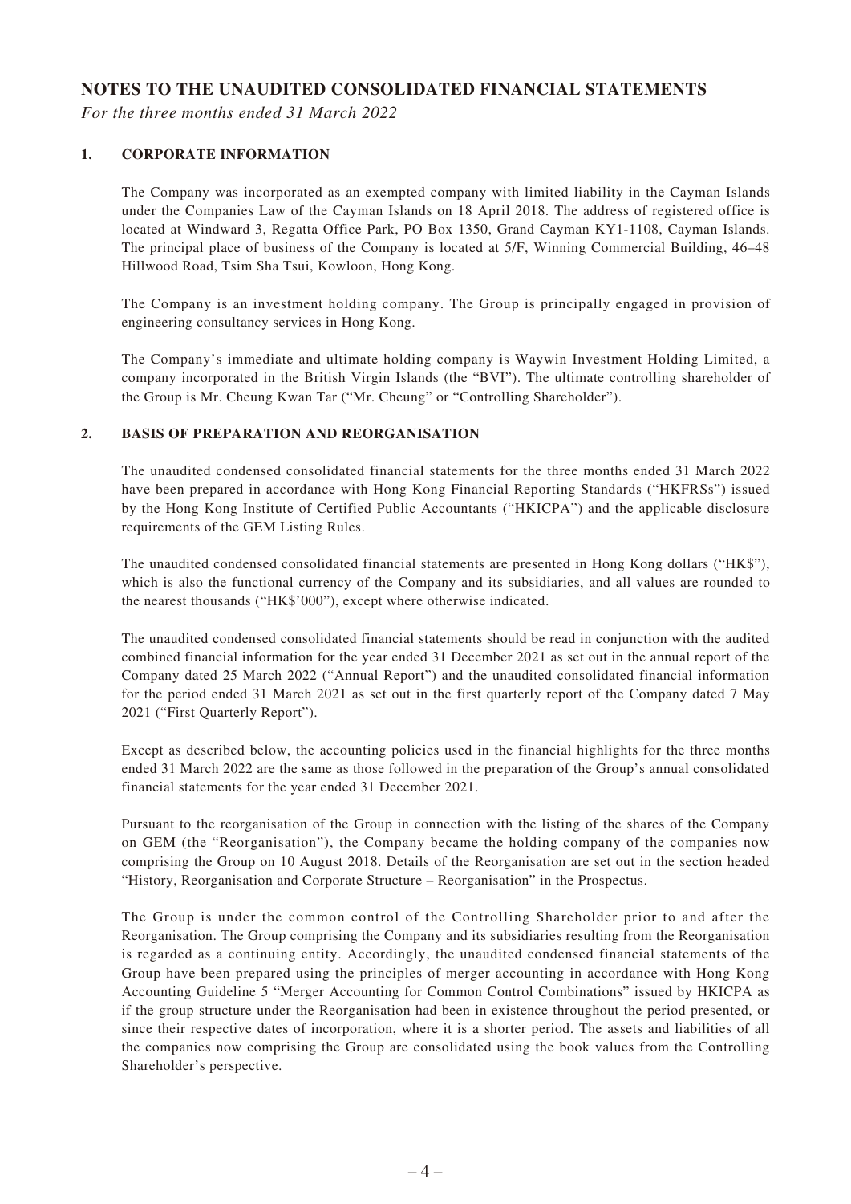# NOTES TO THE UNAUDITED CONSOLIDATED FINANCIAL STATEMENTS

*For the three months ended 31 March 2022*

## 1. CORPORATE INFORMATION

The Company was incorporated as an exempted company with limited liability in the Cayman Islands under the Companies Law of the Cayman Islands on 18 April 2018. The address of registered office is located at Windward 3, Regatta Office Park, PO Box 1350, Grand Cayman KY1-1108, Cayman Islands. The principal place of business of the Company is located at 5/F, Winning Commercial Building, 46–48 Hillwood Road, Tsim Sha Tsui, Kowloon, Hong Kong.

The Company is an investment holding company. The Group is principally engaged in provision of engineering consultancy services in Hong Kong.

The Company's immediate and ultimate holding company is Waywin Investment Holding Limited, a company incorporated in the British Virgin Islands (the "BVI"). The ultimate controlling shareholder of the Group is Mr. Cheung Kwan Tar ("Mr. Cheung" or "Controlling Shareholder").

## 2. BASIS OF PREPARATION AND REORGANISATION

The unaudited condensed consolidated financial statements for the three months ended 31 March 2022 have been prepared in accordance with Hong Kong Financial Reporting Standards ("HKFRSs") issued by the Hong Kong Institute of Certified Public Accountants ("HKICPA") and the applicable disclosure requirements of the GEM Listing Rules.

The unaudited condensed consolidated financial statements are presented in Hong Kong dollars ("HK$"), which is also the functional currency of the Company and its subsidiaries, and all values are rounded to the nearest thousands ("HK$'000"), except where otherwise indicated.

The unaudited condensed consolidated financial statements should be read in conjunction with the audited combined financial information for the year ended 31 December 2021 as set out in the annual report of the Company dated 25 March 2022 ("Annual Report") and the unaudited consolidated financial information for the period ended 31 March 2021 as set out in the first quarterly report of the Company dated 7 May 2021 ("First Quarterly Report").

Except as described below, the accounting policies used in the financial highlights for the three months ended 31 March 2022 are the same as those followed in the preparation of the Group's annual consolidated financial statements for the year ended 31 December 2021.

Pursuant to the reorganisation of the Group in connection with the listing of the shares of the Company on GEM (the "Reorganisation"), the Company became the holding company of the companies now comprising the Group on 10 August 2018. Details of the Reorganisation are set out in the section headed "History, Reorganisation and Corporate Structure – Reorganisation" in the Prospectus.

The Group is under the common control of the Controlling Shareholder prior to and after the Reorganisation. The Group comprising the Company and its subsidiaries resulting from the Reorganisation is regarded as a continuing entity. Accordingly, the unaudited condensed financial statements of the Group have been prepared using the principles of merger accounting in accordance with Hong Kong Accounting Guideline 5 "Merger Accounting for Common Control Combinations" issued by HKICPA as if the group structure under the Reorganisation had been in existence throughout the period presented, or since their respective dates of incorporation, where it is a shorter period. The assets and liabilities of all the companies now comprising the Group are consolidated using the book values from the Controlling Shareholder's perspective.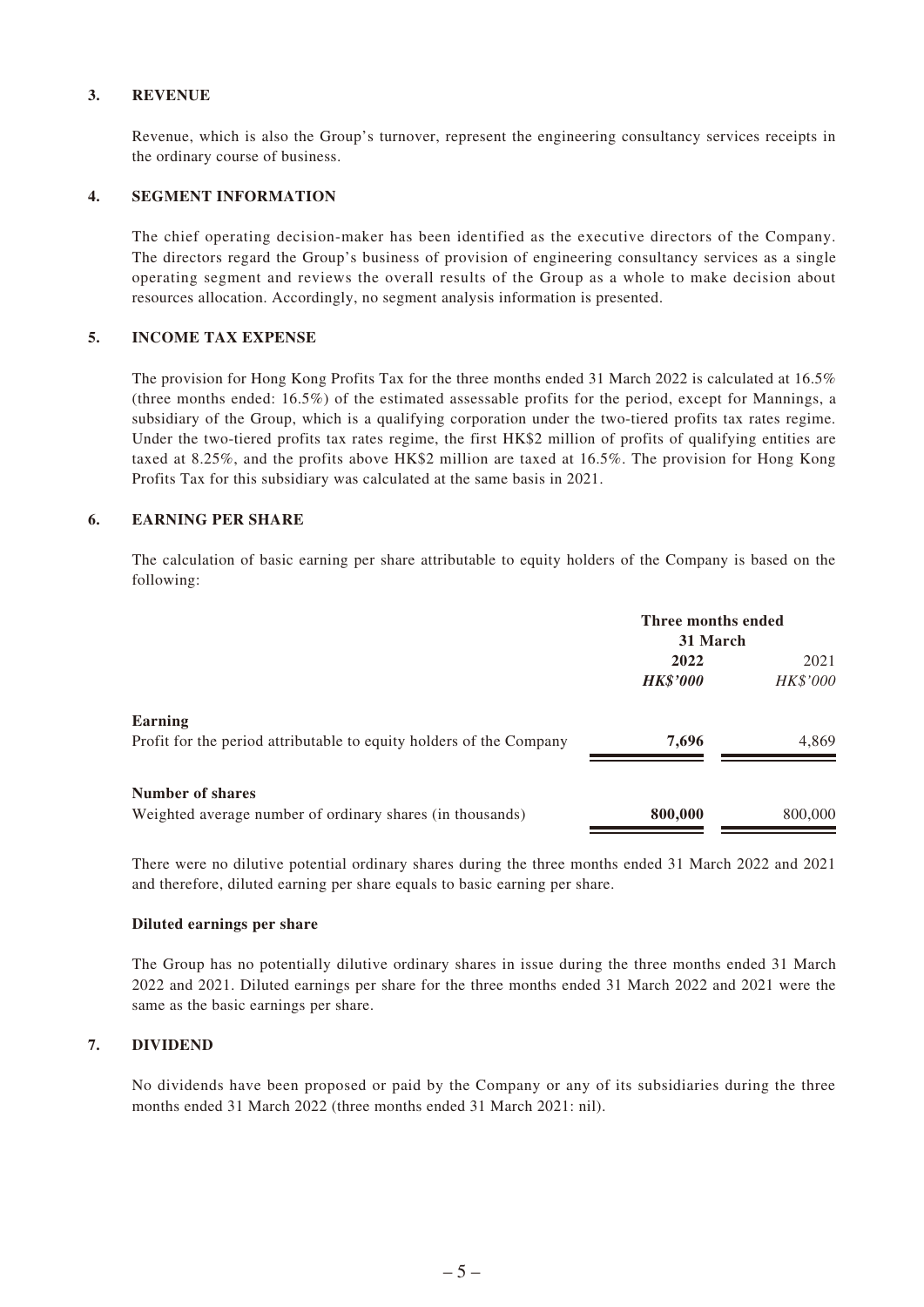### 3. REVENUE

Revenue, which is also the Group's turnover, represent the engineering consultancy services receipts in the ordinary course of business.

### 4. SEGMENT INFORMATION

The chief operating decision-maker has been identified as the executive directors of the Company. The directors regard the Group's business of provision of engineering consultancy services as a single operating segment and reviews the overall results of the Group as a whole to make decision about resources allocation. Accordingly, no segment analysis information is presented.

### 5. INCOME TAX EXPENSE

The provision for Hong Kong Profits Tax for the three months ended 31 March 2022 is calculated at 16.5% (three months ended: 16.5%) of the estimated assessable profits for the period, except for Mannings, a subsidiary of the Group, which is a qualifying corporation under the two-tiered profits tax rates regime. Under the two-tiered profits tax rates regime, the first HK$2 million of profits of qualifying entities are taxed at 8.25%, and the profits above HK$2 million are taxed at 16.5%. The provision for Hong Kong Profits Tax for this subsidiary was calculated at the same basis in 2021.

### 6. EARNING PER SHARE

The calculation of basic earning per share attributable to equity holders of the Company is based on the following:

| | **Three months ended 31 March** | |
|---|---|---|
| | **2022** | 2021 |
| | ***HK$'000*** | *HK$'000* |
| **Earning** | | |
| Profit for the period attributable to equity holders of the Company | **7,696** | 4,869 |
| **Number of shares** | | |
| Weighted average number of ordinary shares (in thousands) | **800,000** | 800,000 |

There were no dilutive potential ordinary shares during the three months ended 31 March 2022 and 2021 and therefore, diluted earning per share equals to basic earning per share.

**Diluted earnings per share**

The Group has no potentially dilutive ordinary shares in issue during the three months ended 31 March 2022 and 2021. Diluted earnings per share for the three months ended 31 March 2022 and 2021 were the same as the basic earnings per share.

### 7. DIVIDEND

No dividends have been proposed or paid by the Company or any of its subsidiaries during the three months ended 31 March 2022 (three months ended 31 March 2021: nil).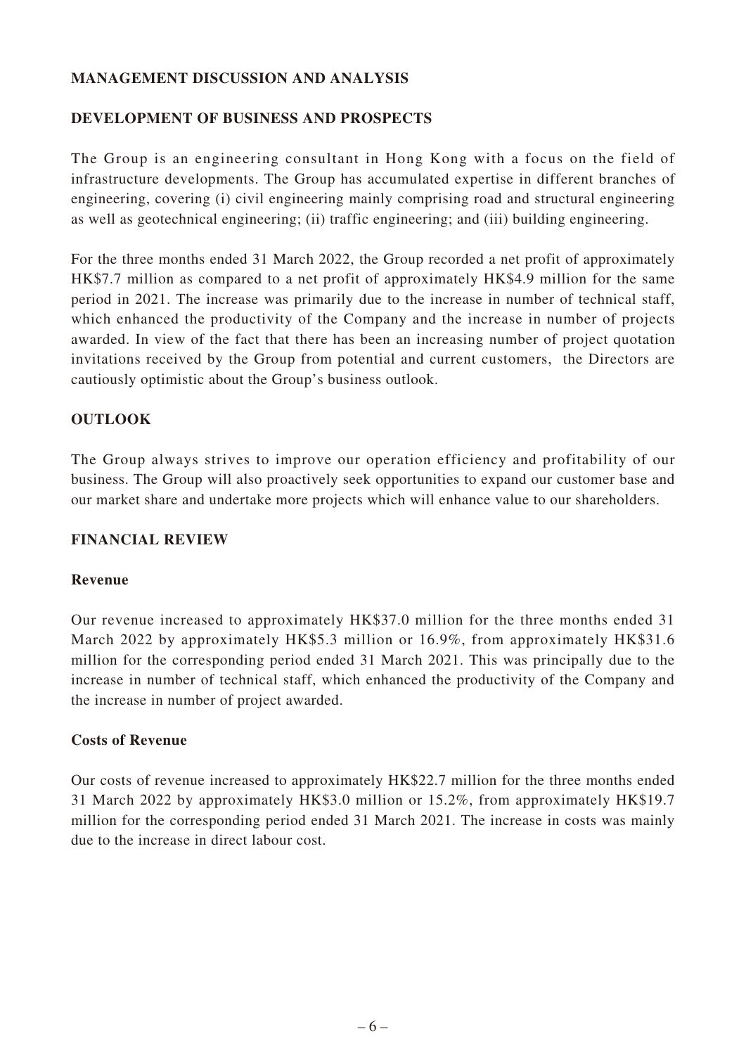## MANAGEMENT DISCUSSION AND ANALYSIS

### DEVELOPMENT OF BUSINESS AND PROSPECTS

The Group is an engineering consultant in Hong Kong with a focus on the field of infrastructure developments. The Group has accumulated expertise in different branches of engineering, covering (i) civil engineering mainly comprising road and structural engineering as well as geotechnical engineering; (ii) traffic engineering; and (iii) building engineering.

For the three months ended 31 March 2022, the Group recorded a net profit of approximately HK$7.7 million as compared to a net profit of approximately HK$4.9 million for the same period in 2021. The increase was primarily due to the increase in number of technical staff, which enhanced the productivity of the Company and the increase in number of projects awarded. In view of the fact that there has been an increasing number of project quotation invitations received by the Group from potential and current customers, the Directors are cautiously optimistic about the Group's business outlook.

### OUTLOOK

The Group always strives to improve our operation efficiency and profitability of our business. The Group will also proactively seek opportunities to expand our customer base and our market share and undertake more projects which will enhance value to our shareholders.

### FINANCIAL REVIEW

#### Revenue

Our revenue increased to approximately HK$37.0 million for the three months ended 31 March 2022 by approximately HK$5.3 million or 16.9%, from approximately HK$31.6 million for the corresponding period ended 31 March 2021. This was principally due to the increase in number of technical staff, which enhanced the productivity of the Company and the increase in number of project awarded.

#### Costs of Revenue

Our costs of revenue increased to approximately HK$22.7 million for the three months ended 31 March 2022 by approximately HK$3.0 million or 15.2%, from approximately HK$19.7 million for the corresponding period ended 31 March 2021. The increase in costs was mainly due to the increase in direct labour cost.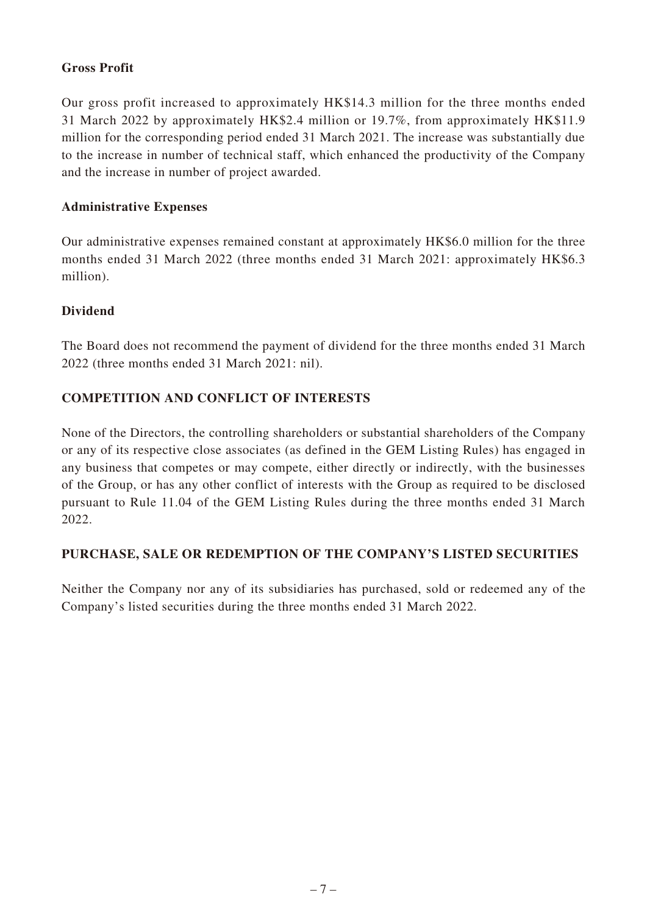**Gross Profit**

Our gross profit increased to approximately HK$14.3 million for the three months ended 31 March 2022 by approximately HK$2.4 million or 19.7%, from approximately HK$11.9 million for the corresponding period ended 31 March 2021. The increase was substantially due to the increase in number of technical staff, which enhanced the productivity of the Company and the increase in number of project awarded.

**Administrative Expenses**

Our administrative expenses remained constant at approximately HK$6.0 million for the three months ended 31 March 2022 (three months ended 31 March 2021: approximately HK$6.3 million).

**Dividend**

The Board does not recommend the payment of dividend for the three months ended 31 March 2022 (three months ended 31 March 2021: nil).

## COMPETITION AND CONFLICT OF INTERESTS

None of the Directors, the controlling shareholders or substantial shareholders of the Company or any of its respective close associates (as defined in the GEM Listing Rules) has engaged in any business that competes or may compete, either directly or indirectly, with the businesses of the Group, or has any other conflict of interests with the Group as required to be disclosed pursuant to Rule 11.04 of the GEM Listing Rules during the three months ended 31 March 2022.

## PURCHASE, SALE OR REDEMPTION OF THE COMPANY'S LISTED SECURITIES

Neither the Company nor any of its subsidiaries has purchased, sold or redeemed any of the Company's listed securities during the three months ended 31 March 2022.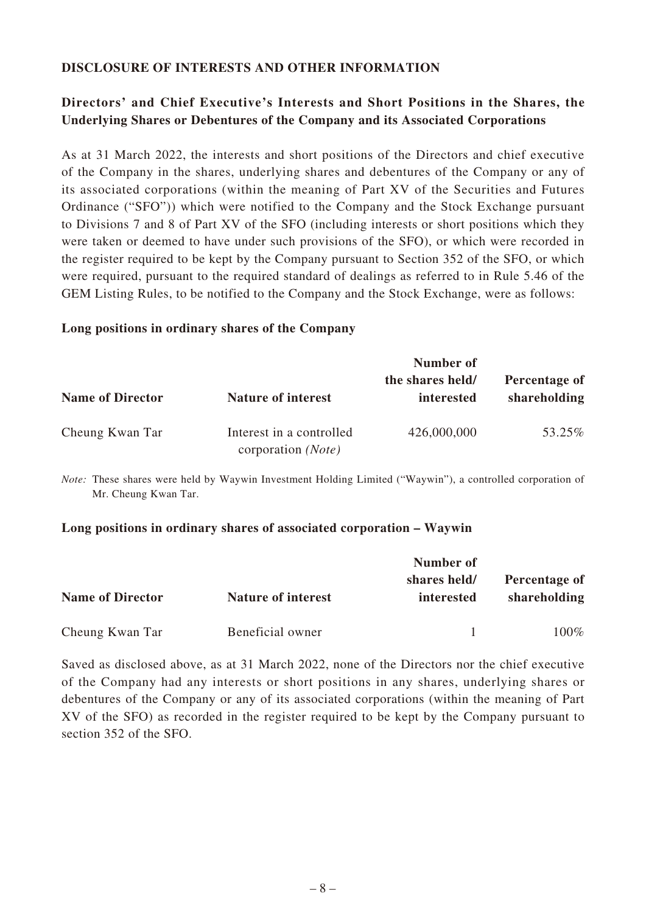## DISCLOSURE OF INTERESTS AND OTHER INFORMATION

### Directors' and Chief Executive's Interests and Short Positions in the Shares, the Underlying Shares or Debentures of the Company and its Associated Corporations

As at 31 March 2022, the interests and short positions of the Directors and chief executive of the Company in the shares, underlying shares and debentures of the Company or any of its associated corporations (within the meaning of Part XV of the Securities and Futures Ordinance ("SFO")) which were notified to the Company and the Stock Exchange pursuant to Divisions 7 and 8 of Part XV of the SFO (including interests or short positions which they were taken or deemed to have under such provisions of the SFO), or which were recorded in the register required to be kept by the Company pursuant to Section 352 of the SFO, or which were required, pursuant to the required standard of dealings as referred to in Rule 5.46 of the GEM Listing Rules, to be notified to the Company and the Stock Exchange, were as follows:

**Long positions in ordinary shares of the Company**

| Name of Director | Nature of interest | Number of the shares held/ interested | Percentage of shareholding |
|---|---|---|---|
| Cheung Kwan Tar | Interest in a controlled corporation *(Note)* | 426,000,000 | 53.25% |

*Note:* These shares were held by Waywin Investment Holding Limited ("Waywin"), a controlled corporation of Mr. Cheung Kwan Tar.

**Long positions in ordinary shares of associated corporation – Waywin**

| Name of Director | Nature of interest | Number of shares held/ interested | Percentage of shareholding |
|---|---|---|---|
| Cheung Kwan Tar | Beneficial owner | 1 | 100% |

Saved as disclosed above, as at 31 March 2022, none of the Directors nor the chief executive of the Company had any interests or short positions in any shares, underlying shares or debentures of the Company or any of its associated corporations (within the meaning of Part XV of the SFO) as recorded in the register required to be kept by the Company pursuant to section 352 of the SFO.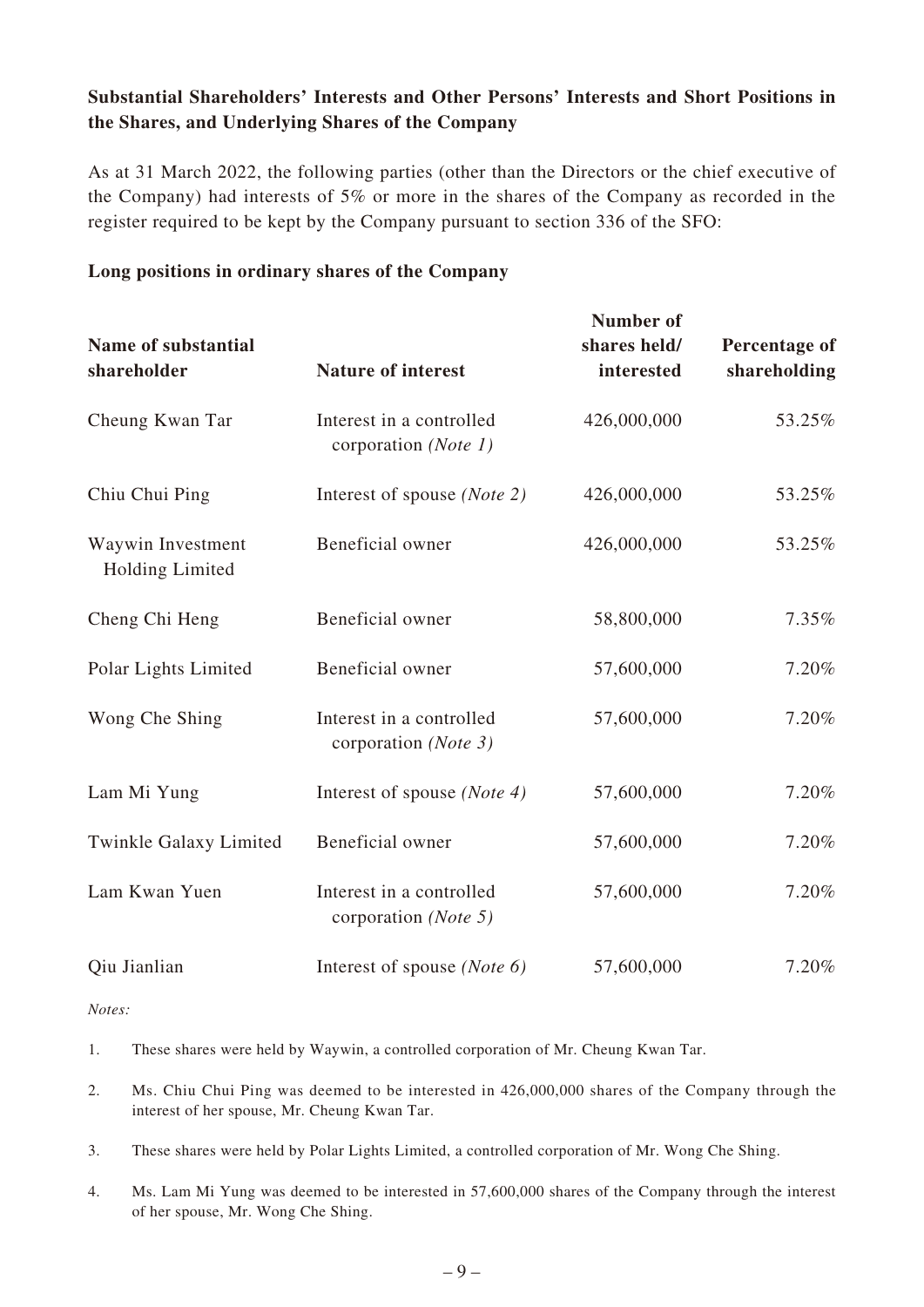**Substantial Shareholders' Interests and Other Persons' Interests and Short Positions in the Shares, and Underlying Shares of the Company**

As at 31 March 2022, the following parties (other than the Directors or the chief executive of the Company) had interests of 5% or more in the shares of the Company as recorded in the register required to be kept by the Company pursuant to section 336 of the SFO:

**Long positions in ordinary shares of the Company**

| Name of substantial shareholder | Nature of interest | Number of shares held/ interested | Percentage of shareholding |
|---|---|---|---|
| Cheung Kwan Tar | Interest in a controlled corporation *(Note 1)* | 426,000,000 | 53.25% |
| Chiu Chui Ping | Interest of spouse *(Note 2)* | 426,000,000 | 53.25% |
| Waywin Investment Holding Limited | Beneficial owner | 426,000,000 | 53.25% |
| Cheng Chi Heng | Beneficial owner | 58,800,000 | 7.35% |
| Polar Lights Limited | Beneficial owner | 57,600,000 | 7.20% |
| Wong Che Shing | Interest in a controlled corporation *(Note 3)* | 57,600,000 | 7.20% |
| Lam Mi Yung | Interest of spouse *(Note 4)* | 57,600,000 | 7.20% |
| Twinkle Galaxy Limited | Beneficial owner | 57,600,000 | 7.20% |
| Lam Kwan Yuen | Interest in a controlled corporation *(Note 5)* | 57,600,000 | 7.20% |
| Qiu Jianlian | Interest of spouse *(Note 6)* | 57,600,000 | 7.20% |

*Notes:*

1. These shares were held by Waywin, a controlled corporation of Mr. Cheung Kwan Tar.
2. Ms. Chiu Chui Ping was deemed to be interested in 426,000,000 shares of the Company through the interest of her spouse, Mr. Cheung Kwan Tar.
3. These shares were held by Polar Lights Limited, a controlled corporation of Mr. Wong Che Shing.
4. Ms. Lam Mi Yung was deemed to be interested in 57,600,000 shares of the Company through the interest of her spouse, Mr. Wong Che Shing.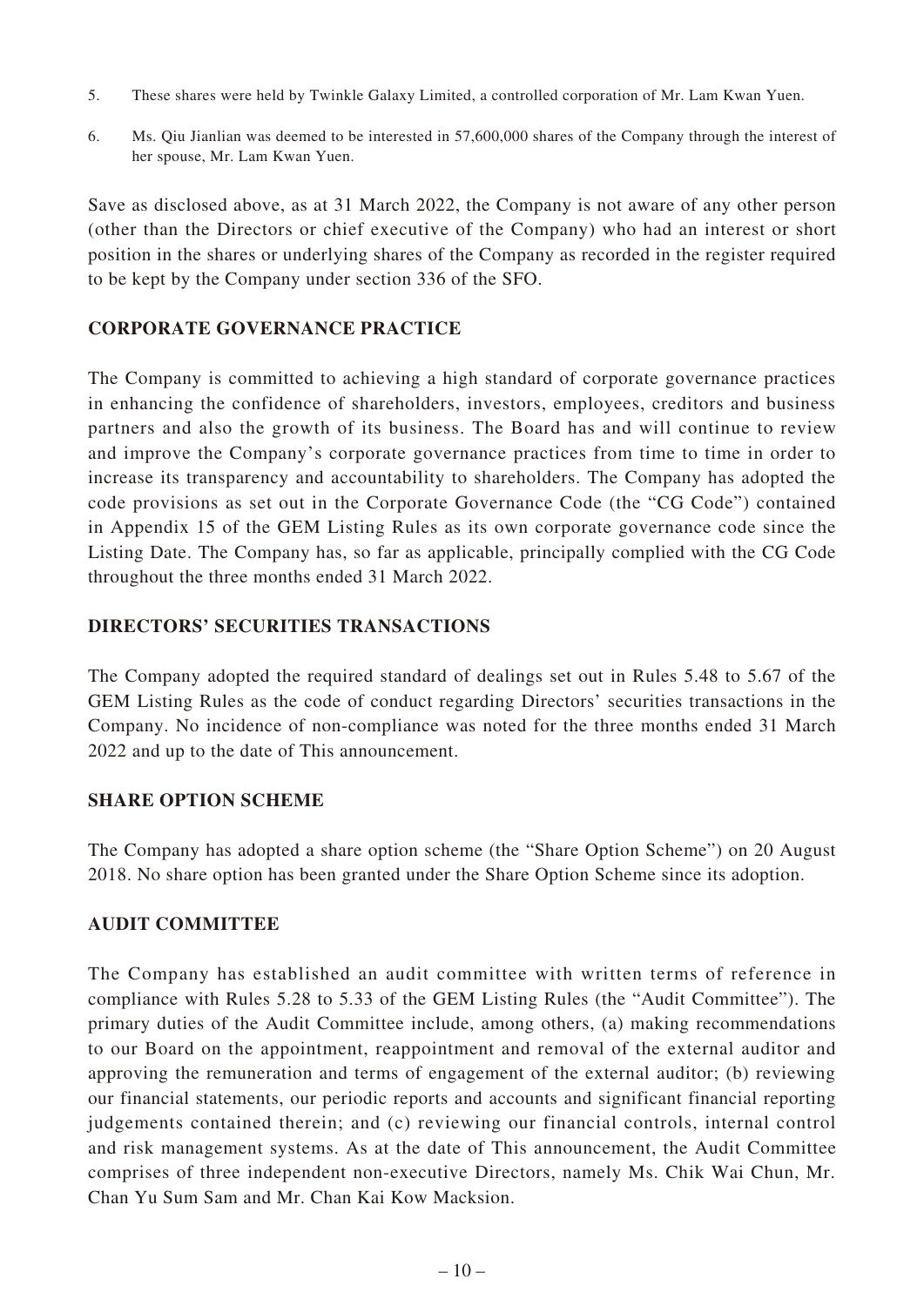5. These shares were held by Twinkle Galaxy Limited, a controlled corporation of Mr. Lam Kwan Yuen.

6. Ms. Qiu Jianlian was deemed to be interested in 57,600,000 shares of the Company through the interest of her spouse, Mr. Lam Kwan Yuen.

Save as disclosed above, as at 31 March 2022, the Company is not aware of any other person (other than the Directors or chief executive of the Company) who had an interest or short position in the shares or underlying shares of the Company as recorded in the register required to be kept by the Company under section 336 of the SFO.

## CORPORATE GOVERNANCE PRACTICE

The Company is committed to achieving a high standard of corporate governance practices in enhancing the confidence of shareholders, investors, employees, creditors and business partners and also the growth of its business. The Board has and will continue to review and improve the Company's corporate governance practices from time to time in order to increase its transparency and accountability to shareholders. The Company has adopted the code provisions as set out in the Corporate Governance Code (the "CG Code") contained in Appendix 15 of the GEM Listing Rules as its own corporate governance code since the Listing Date. The Company has, so far as applicable, principally complied with the CG Code throughout the three months ended 31 March 2022.

## DIRECTORS' SECURITIES TRANSACTIONS

The Company adopted the required standard of dealings set out in Rules 5.48 to 5.67 of the GEM Listing Rules as the code of conduct regarding Directors' securities transactions in the Company. No incidence of non-compliance was noted for the three months ended 31 March 2022 and up to the date of This announcement.

## SHARE OPTION SCHEME

The Company has adopted a share option scheme (the "Share Option Scheme") on 20 August 2018. No share option has been granted under the Share Option Scheme since its adoption.

## AUDIT COMMITTEE

The Company has established an audit committee with written terms of reference in compliance with Rules 5.28 to 5.33 of the GEM Listing Rules (the "Audit Committee"). The primary duties of the Audit Committee include, among others, (a) making recommendations to our Board on the appointment, reappointment and removal of the external auditor and approving the remuneration and terms of engagement of the external auditor; (b) reviewing our financial statements, our periodic reports and accounts and significant financial reporting judgements contained therein; and (c) reviewing our financial controls, internal control and risk management systems. As at the date of This announcement, the Audit Committee comprises of three independent non-executive Directors, namely Ms. Chik Wai Chun, Mr. Chan Yu Sum Sam and Mr. Chan Kai Kow Macksion.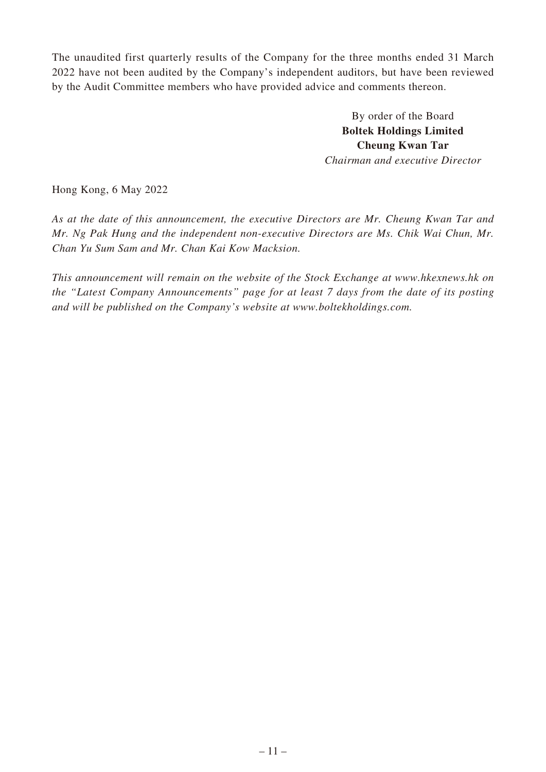The unaudited first quarterly results of the Company for the three months ended 31 March 2022 have not been audited by the Company's independent auditors, but have been reviewed by the Audit Committee members who have provided advice and comments thereon.

By order of the Board
**Boltek Holdings Limited**
**Cheung Kwan Tar**
*Chairman and executive Director*

Hong Kong, 6 May 2022

*As at the date of this announcement, the executive Directors are Mr. Cheung Kwan Tar and Mr. Ng Pak Hung and the independent non-executive Directors are Ms. Chik Wai Chun, Mr. Chan Yu Sum Sam and Mr. Chan Kai Kow Macksion.*

*This announcement will remain on the website of the Stock Exchange at www.hkexnews.hk on the "Latest Company Announcements" page for at least 7 days from the date of its posting and will be published on the Company's website at www.boltekholdings.com.*